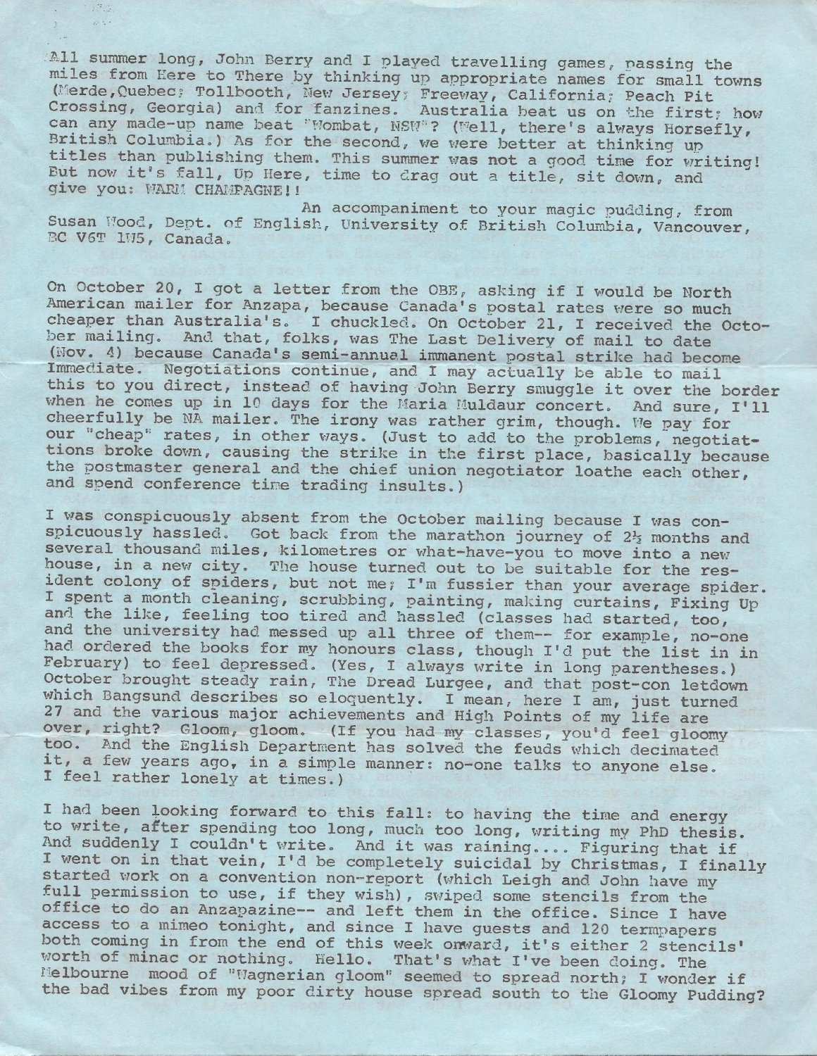All summer long, John Berry and I played travelling games, passing the miles from Here to There by thinking up appropriate names for small towns (Merde, Quebec; Tollbooth, New Jersey; Freeway, California; Peach Pit Crossing, Georgia) and for fanzines. Australia beat us on the first; how can any made-up name beat "Wombat, NSW"? (Well, there's always Horsefly, British Columbia.) As for the second, we were better at thinking up titles than publishing them. This summer was not a good time for writing! But now it's fall, Up Here, time to drag out a title, sit down, and give you: WARM CHAMPAGNE!!

An accompaniment to your magic pudding, from Susan Wood, Dept. of English, University of British Columbia, Vancouver, BC V6T 1W5, Canada.

On October 20, I got a letter from the OBE, asking if I would be North American mailer for Anzapa, because Canada's postal rates were so much cheaper than Australia's. I chuckled. On October 21, I received the October mailing. And that, folks, was The Last Delivery of mail to date (Nov. 4) because Canada's semi-annual immanent postal strike had become Immediate. Negotiations continue, and I may actually be able to mail this to you direct, instead of having John Berry smuggle it over the border when he comes up in 10 days for the Maria Muldaur concert. And sure, I'll cheerfully be NA mailer. The irony was rather grim, though. We pay for our "cheap" rates, in other ways. (Just to add to the problems, negotiations broke down, causing the strike in the first place, basically because the postmaster general and the chief union negotiator loathe each other, and spend conference time trading insults.)

I was conspicuously absent from the October mailing because I was conspicuously hassled. Got back from the marathon journey of 2½ months and several thousand miles, kilometres or what-have-you to move into a new house, in a new city. The house turned out to be suitable for the resident colony of spiders, but not me; I'm fussier than your average spider. I spent a month cleaning, scrubbing, painting, making curtains, Fixing Up and the like, feeling too tired and hassled (classes had started, too, and the university had messed up all three of them-- for example, no-one had ordered the books for my honours class, though I'd put the list in in February) to feel depressed. (Yes, I always write in long parentheses.) October brought steady rain, The Dread Lurgee, and that post-con letdown which Bangsund describes so eloquently. I mean, here I am, just turned 27 and the various major achievements and High Points of my life are over, right? Gloom, gloom. (If you had my classes, you'd feel gloomy too. And the English Department has solved the feuds which decimated it, a few years ago, in a simple manner: no-one talks to anyone else. I feel rather lonely at times.)

I had been looking forward to this fall: to having the time and energy to write, after spending too long, much too long, writing my PhD thesis. And suddenly I couldn't write. And it was raining.... Figuring that if I went on in that vein, I'd be completely suicidal by Christmas, I finally started work on a convention non-report (which Leigh and John have my full permission to use, if they wish), swiped some stencils from the office to do an Anzapazine-- and left them in the office. Since I have access to a mimeo tonight, and since I have guests and 120 termpapers both coming in from the end of this week onward, it's either 2 stencils' worth of minac or nothing. Hello. That's what I've been doing. The Melbourne mood of "Wagnerian gloom" seemed to spread north; I wonder if the bad vibes from my poor dirty house spread south to the Gloomy Pudding?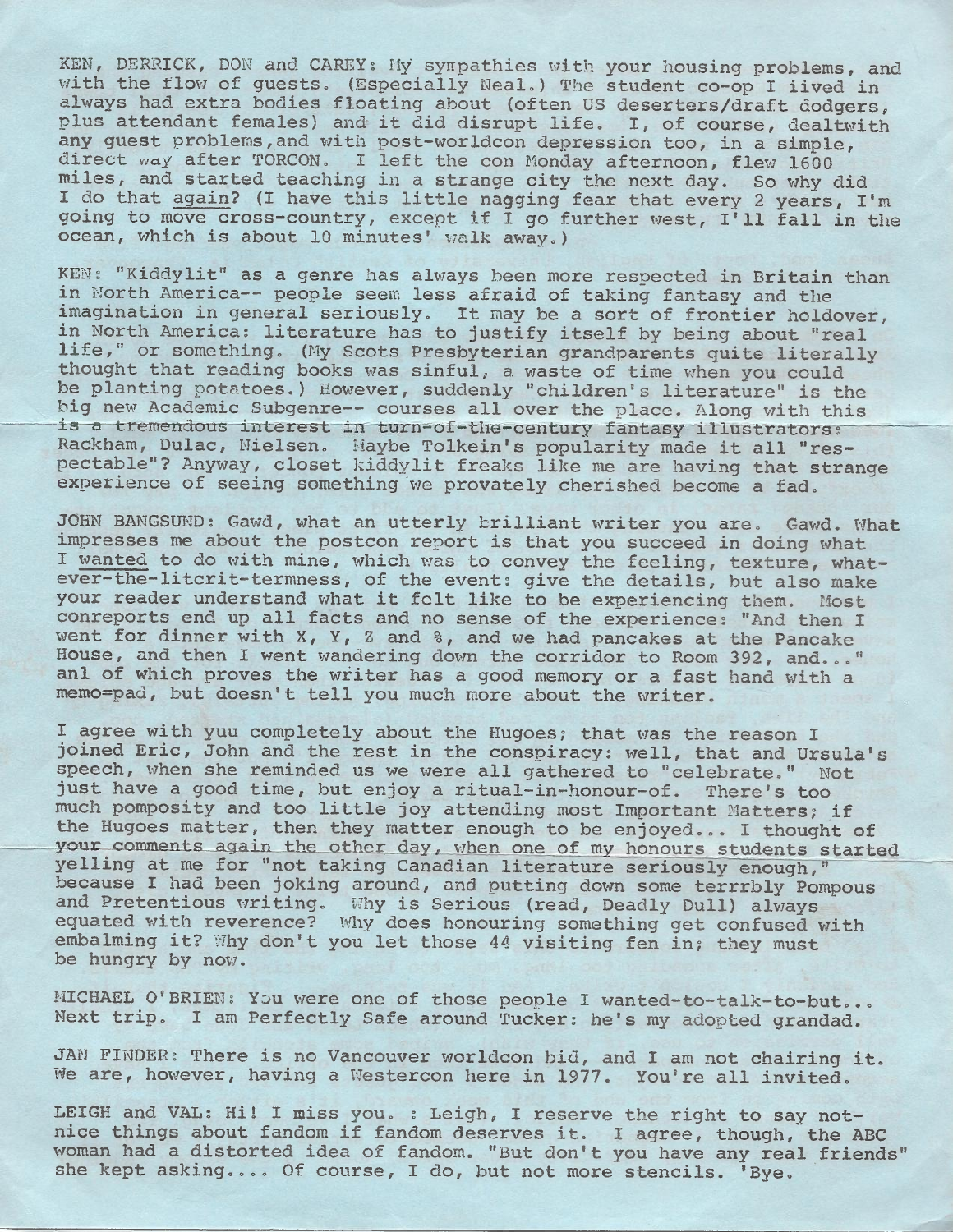KEN, DERRICK, DON and CAREY: My sympathies with your housing problems, and with the flow of guests. (Especially Neal.) The student co-op I iived in always had extra bodies floating about (often US deserters/draft dodgers, plus attendant females) and it did disrupt life. I, of course, dealtwith any guest problems, and with post-worldcon depression too, in a simple, direct way after TORCON. I left the con Monday afternoon, flew 1600 miles, and started teaching in a strange city the next day. So why did I do that again? (I have this little nagging fear that every 2 years, I'm going to move cross-country, except if I go further west, I'll fall in the ocean, which is about 10 minutes' walk away.)

KEN: "Kiddylit" as a genre has always been more respected in Britain than in North America-- people seem less afraid of taking fantasy and the imagination in general seriously. It may be a sort of frontier holdover, in North America: literature has to justify itself by being about "real life," or something. (My Scots Presbyterian grandparents quite literally thought that reading books was sinful, a waste of time when you could be planting potatoes.) However, suddenly "children's literature" is the big new Academic Subgenre-- courses all over the place. Along with this is a tremendous interest in turn-of-the-century fantasy illustrators: Rackham, Dulac, Nielsen. Maybe Tolkein's popularity made it all "respectable"? Anyway, closet kiddylit freaks like me are having that strange experience of seeing something we provately cherished become a fad.

JOHN BANGSUND: Gawd, what an utterly brilliant writer you are. Gawd. What impresses me about the postcon report is that you succeed in doing what I wanted to do with mine, which was to convey the feeling, texture, whatever-the-litcrit-termness, of the event: give the details, but also make your reader understand what it felt like to be experiencing them. Most conreports end up all facts and no sense of the experience: "And then I went for dinner with X, Y, Z and %, and we had pancakes at the Pancake House, and then I went wandering down the corridor to Room 392, and..." anl of which proves the writer has a good memory or a fast hand with a memo=pad, but doesn't tell you much more about the writer.

I agree with yuu completely about the Hugoes; that was the reason I joined Eric, John and the rest in the conspiracy: well, that and Ursula's speech, when she reminded us we were all gathered to "celebrate." Not just have a good time, but enjoy a ritual-in-honour-of. There's too much pomposity and too little joy attending most Important Matters; if the Hugoes matter, then they matter enough to be enjoyed... I thought of your comments again the other day, when one of my honours students started yelling at me for "not taking Canadian literature seriously enough," because I had been joking around, and putting down some terrrbly Pompous and Pretentious writing. Why is Serious (read, Deadly Dull) always equated with reverence? Why does honouring something get confused with embalming it? Why don't you let those 44 visiting fen in; they must be hungry by now.

MICHAEL O'BRIEN: You were one of those people I wanted-to-talk-to-but... Next trip. I am Perfectly Safe around Tucker: he's my adopted grandad.

JAN FINDER: There is no Vancouver worldcon bid, and I am not chairing it. We are, however, having a Westercon here in 1977. You're all invited.

LEIGH and VAL: Hi! I miss you. : Leigh, I reserve the right to say not-nice things about fandom if fandom deserves it. I agree, though, the ABC woman had a distorted idea of fandom. "But don't you have any real friends" she kept asking.... Of course, I do, but not more stencils. 'Bye.